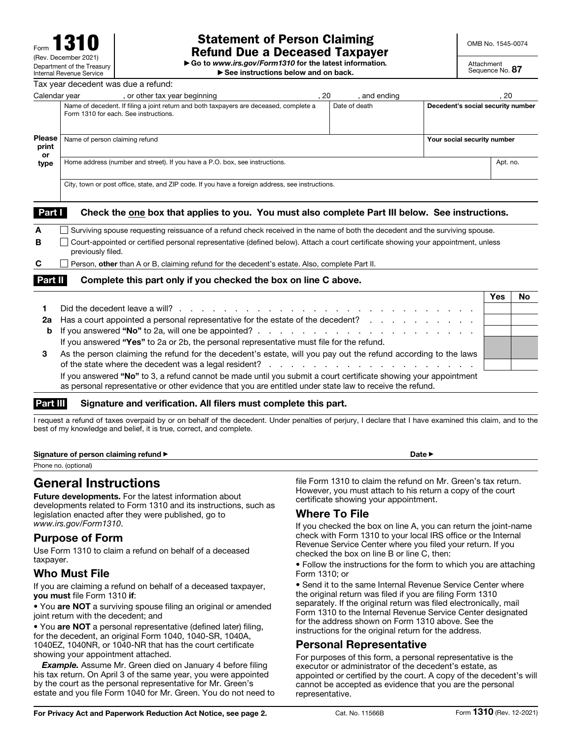Form **1310**
(Rev. December 2021)
Department of the Treasury
Internal Revenue Service

# Statement of Person Claiming Refund Due a Deceased Taxpayer

▶ Go to *www.irs.gov/Form1310* for the latest information.
▶ See instructions below and on back.

OMB No. 1545-0074

Attachment Sequence No. **87**

Tax year decedent was due a refund:

Calendar year ____________, or other tax year beginning ____________, 20____, and ending ____________, 20____

**Please print or type**

| Name of decedent. If filing a joint return and both taxpayers are deceased, complete a Form 1310 for each. See instructions. | Date of death | **Decedent's social security number** |
|---|---|---|
| Name of person claiming refund | | **Your social security number** |
| Home address (number and street). If you have a P.O. box, see instructions. | | Apt. no. |
| City, town or post office, state, and ZIP code. If you have a foreign address, see instructions. | | |

**Part I — Check the one box that applies to you. You must also complete Part III below. See instructions.**

**A** ☐ Surviving spouse requesting reissuance of a refund check received in the name of both the decedent and the surviving spouse.

**B** ☐ Court-appointed or certified personal representative (defined below). Attach a court certificate showing your appointment, unless previously filed.

**C** ☐ Person, **other** than A or B, claiming refund for the decedent's estate. Also, complete Part II.

**Part II — Complete this part only if you checked the box on line C above.**

| | | Yes | No |
|---|---|---|---|
| **1** | Did the decedent leave a will? | | |
| **2a** | Has a court appointed a personal representative for the estate of the decedent? | | |
| **b** | If you answered **"No"** to 2a, will one be appointed? | | |
| | If you answered **"Yes"** to 2a or 2b, the personal representative must file for the refund. | | |
| **3** | As the person claiming the refund for the decedent's estate, will you pay out the refund according to the laws of the state where the decedent was a legal resident? | | |
| | If you answered **"No"** to 3, a refund cannot be made until you submit a court certificate showing your appointment as personal representative or other evidence that you are entitled under state law to receive the refund. | | |

**Part III — Signature and verification. All filers must complete this part.**

I request a refund of taxes overpaid by or on behalf of the decedent. Under penalties of perjury, I declare that I have examined this claim, and to the best of my knowledge and belief, it is true, correct, and complete.

**Signature of person claiming refund ▶** ____________________ **Date ▶** ____________

Phone no. (optional)

## General Instructions

**Future developments.** For the latest information about developments related to Form 1310 and its instructions, such as legislation enacted after they were published, go to *www.irs.gov/Form1310*.

### Purpose of Form

Use Form 1310 to claim a refund on behalf of a deceased taxpayer.

### Who Must File

If you are claiming a refund on behalf of a deceased taxpayer, **you must** file Form 1310 **if**:

- You **are NOT** a surviving spouse filing an original or amended joint return with the decedent; and
- You **are NOT** a personal representative (defined later) filing, for the decedent, an original Form 1040, 1040-SR, 1040A, 1040EZ, 1040NR, or 1040-NR that has the court certificate showing your appointment attached.

***Example.*** Assume Mr. Green died on January 4 before filing his tax return. On April 3 of the same year, you were appointed by the court as the personal representative for Mr. Green's estate and you file Form 1040 for Mr. Green. You do not need to file Form 1310 to claim the refund on Mr. Green's tax return. However, you must attach to his return a copy of the court certificate showing your appointment.

### Where To File

If you checked the box on line A, you can return the joint-name check with Form 1310 to your local IRS office or the Internal Revenue Service Center where you filed your return. If you checked the box on line B or line C, then:

- Follow the instructions for the form to which you are attaching Form 1310; or
- Send it to the same Internal Revenue Service Center where the original return was filed if you are filing Form 1310 separately. If the original return was filed electronically, mail Form 1310 to the Internal Revenue Service Center designated for the address shown on Form 1310 above. See the instructions for the original return for the address.

### Personal Representative

For purposes of this form, a personal representative is the executor or administrator of the decedent's estate, as appointed or certified by the court. A copy of the decedent's will cannot be accepted as evidence that you are the personal representative.

**For Privacy Act and Paperwork Reduction Act Notice, see page 2.** Cat. No. 11566B Form **1310** (Rev. 12-2021)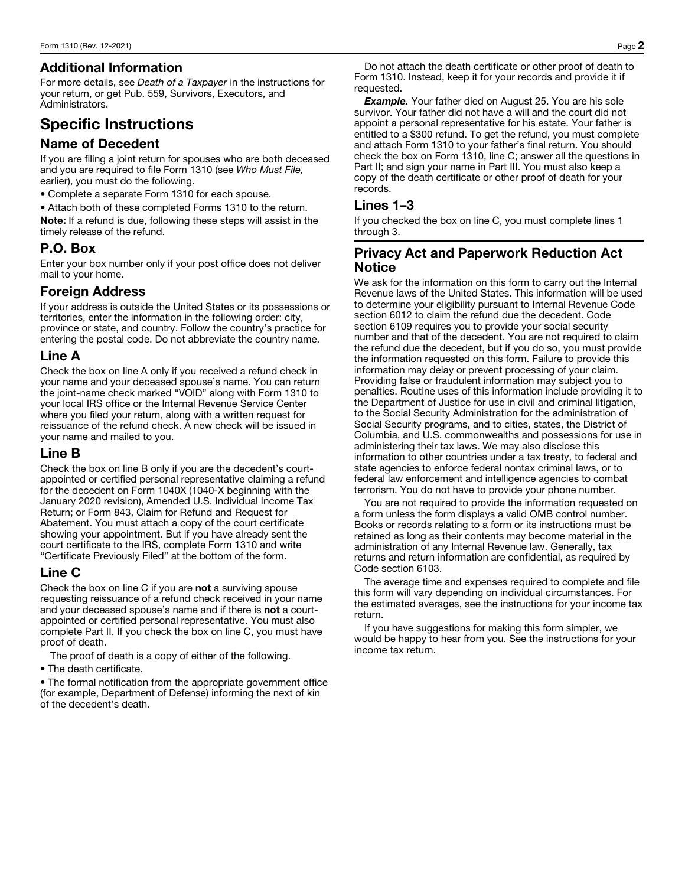## Additional Information

For more details, see *Death of a Taxpayer* in the instructions for your return, or get Pub. 559, Survivors, Executors, and Administrators.

# Specific Instructions

## Name of Decedent

If you are filing a joint return for spouses who are both deceased and you are required to file Form 1310 (see *Who Must File,* earlier), you must do the following.

- Complete a separate Form 1310 for each spouse.
- Attach both of these completed Forms 1310 to the return.

**Note:** If a refund is due, following these steps will assist in the timely release of the refund.

## P.O. Box

Enter your box number only if your post office does not deliver mail to your home.

## Foreign Address

If your address is outside the United States or its possessions or territories, enter the information in the following order: city, province or state, and country. Follow the country's practice for entering the postal code. Do not abbreviate the country name.

## Line A

Check the box on line A only if you received a refund check in your name and your deceased spouse's name. You can return the joint-name check marked "VOID" along with Form 1310 to your local IRS office or the Internal Revenue Service Center where you filed your return, along with a written request for reissuance of the refund check. A new check will be issued in your name and mailed to you.

## Line B

Check the box on line B only if you are the decedent's court-appointed or certified personal representative claiming a refund for the decedent on Form 1040X (1040-X beginning with the January 2020 revision), Amended U.S. Individual Income Tax Return; or Form 843, Claim for Refund and Request for Abatement. You must attach a copy of the court certificate showing your appointment. But if you have already sent the court certificate to the IRS, complete Form 1310 and write "Certificate Previously Filed" at the bottom of the form.

## Line C

Check the box on line C if you are **not** a surviving spouse requesting reissuance of a refund check received in your name and your deceased spouse's name and if there is **not** a court-appointed or certified personal representative. You must also complete Part II. If you check the box on line C, you must have proof of death.

The proof of death is a copy of either of the following.

- The death certificate.
- The formal notification from the appropriate government office (for example, Department of Defense) informing the next of kin of the decedent's death.

Do not attach the death certificate or other proof of death to Form 1310. Instead, keep it for your records and provide it if requested.

***Example.*** Your father died on August 25. You are his sole survivor. Your father did not have a will and the court did not appoint a personal representative for his estate. Your father is entitled to a $300 refund. To get the refund, you must complete and attach Form 1310 to your father's final return. You should check the box on Form 1310, line C; answer all the questions in Part II; and sign your name in Part III. You must also keep a copy of the death certificate or other proof of death for your records.

## Lines 1–3

If you checked the box on line C, you must complete lines 1 through 3.

## Privacy Act and Paperwork Reduction Act Notice

We ask for the information on this form to carry out the Internal Revenue laws of the United States. This information will be used to determine your eligibility pursuant to Internal Revenue Code section 6012 to claim the refund due the decedent. Code section 6109 requires you to provide your social security number and that of the decedent. You are not required to claim the refund due the decedent, but if you do so, you must provide the information requested on this form. Failure to provide this information may delay or prevent processing of your claim. Providing false or fraudulent information may subject you to penalties. Routine uses of this information include providing it to the Department of Justice for use in civil and criminal litigation, to the Social Security Administration for the administration of Social Security programs, and to cities, states, the District of Columbia, and U.S. commonwealths and possessions for use in administering their tax laws. We may also disclose this information to other countries under a tax treaty, to federal and state agencies to enforce federal nontax criminal laws, or to federal law enforcement and intelligence agencies to combat terrorism. You do not have to provide your phone number.

You are not required to provide the information requested on a form unless the form displays a valid OMB control number. Books or records relating to a form or its instructions must be retained as long as their contents may become material in the administration of any Internal Revenue law. Generally, tax returns and return information are confidential, as required by Code section 6103.

The average time and expenses required to complete and file this form will vary depending on individual circumstances. For the estimated averages, see the instructions for your income tax return.

If you have suggestions for making this form simpler, we would be happy to hear from you. See the instructions for your income tax return.